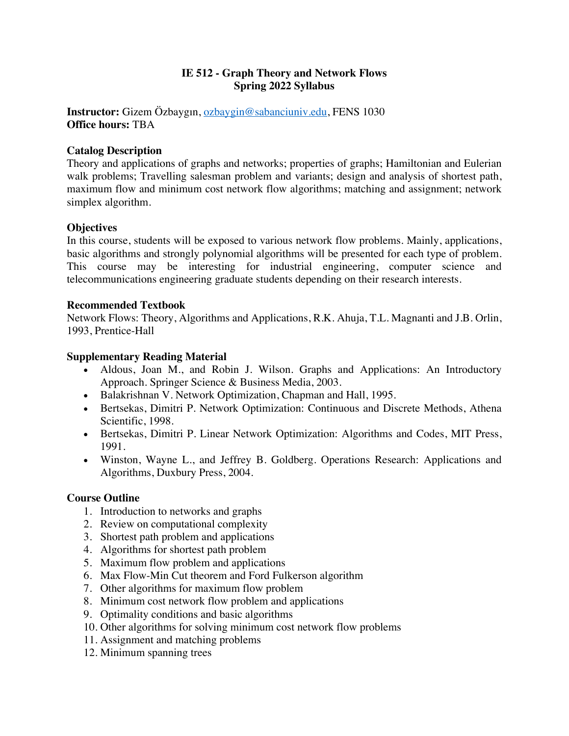# IE 512 - Graph Theory and Network Flows
## Spring 2022 Syllabus

**Instructor:** Gizem Özbaygın, ozbaygin@sabanciuniv.edu, FENS 1030
**Office hours:** TBA

### Catalog Description

Theory and applications of graphs and networks; properties of graphs; Hamiltonian and Eulerian walk problems; Travelling salesman problem and variants; design and analysis of shortest path, maximum flow and minimum cost network flow algorithms; matching and assignment; network simplex algorithm.

### Objectives

In this course, students will be exposed to various network flow problems. Mainly, applications, basic algorithms and strongly polynomial algorithms will be presented for each type of problem. This course may be interesting for industrial engineering, computer science and telecommunications engineering graduate students depending on their research interests.

### Recommended Textbook

Network Flows: Theory, Algorithms and Applications, R.K. Ahuja, T.L. Magnanti and J.B. Orlin, 1993, Prentice-Hall

### Supplementary Reading Material

- Aldous, Joan M., and Robin J. Wilson. Graphs and Applications: An Introductory Approach. Springer Science & Business Media, 2003.
- Balakrishnan V. Network Optimization, Chapman and Hall, 1995.
- Bertsekas, Dimitri P. Network Optimization: Continuous and Discrete Methods, Athena Scientific, 1998.
- Bertsekas, Dimitri P. Linear Network Optimization: Algorithms and Codes, MIT Press, 1991.
- Winston, Wayne L., and Jeffrey B. Goldberg. Operations Research: Applications and Algorithms, Duxbury Press, 2004.

### Course Outline

1. Introduction to networks and graphs
2. Review on computational complexity
3. Shortest path problem and applications
4. Algorithms for shortest path problem
5. Maximum flow problem and applications
6. Max Flow-Min Cut theorem and Ford Fulkerson algorithm
7. Other algorithms for maximum flow problem
8. Minimum cost network flow problem and applications
9. Optimality conditions and basic algorithms
10. Other algorithms for solving minimum cost network flow problems
11. Assignment and matching problems
12. Minimum spanning trees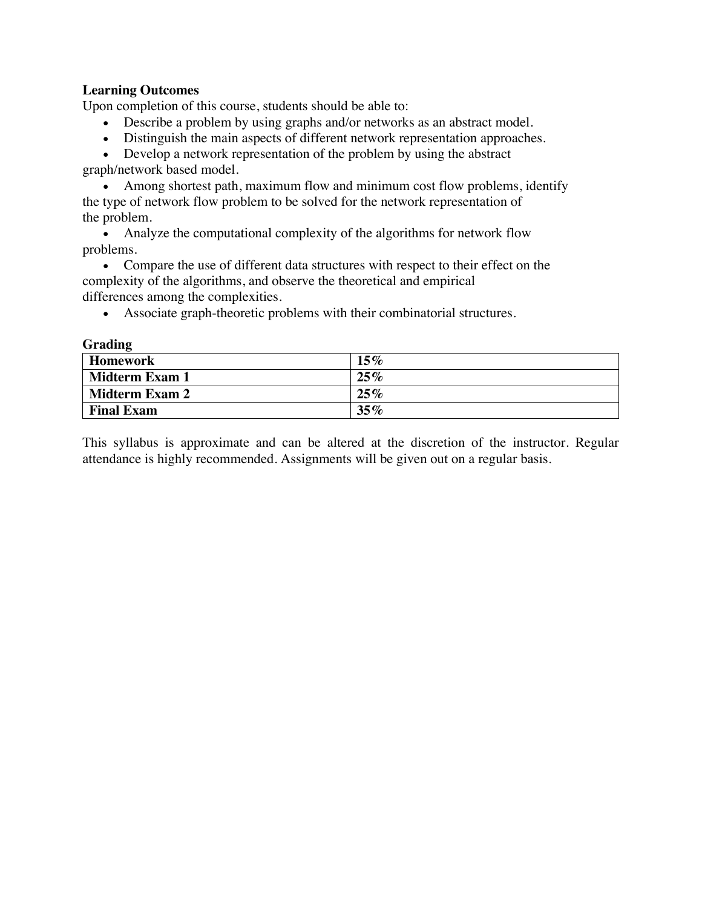**Learning Outcomes**

Upon completion of this course, students should be able to:

- Describe a problem by using graphs and/or networks as an abstract model.
- Distinguish the main aspects of different network representation approaches.
- Develop a network representation of the problem by using the abstract graph/network based model.
- Among shortest path, maximum flow and minimum cost flow problems, identify the type of network flow problem to be solved for the network representation of the problem.
- Analyze the computational complexity of the algorithms for network flow problems.
- Compare the use of different data structures with respect to their effect on the complexity of the algorithms, and observe the theoretical and empirical differences among the complexities.
- Associate graph-theoretic problems with their combinatorial structures.

**Grading**

| | |
|---|---|
| **Homework** | **15%** |
| **Midterm Exam 1** | **25%** |
| **Midterm Exam 2** | **25%** |
| **Final Exam** | **35%** |

This syllabus is approximate and can be altered at the discretion of the instructor. Regular attendance is highly recommended. Assignments will be given out on a regular basis.